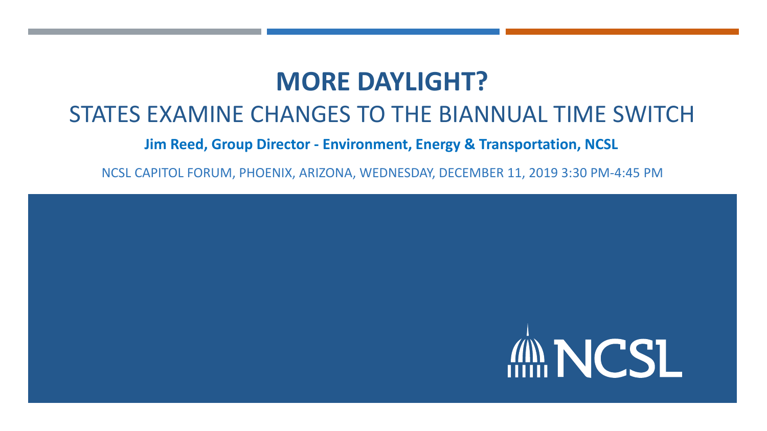# MORE DAYLIGHT?

## STATES EXAMINE CHANGES TO THE BIANNUAL TIME SWITCH

**Jim Reed, Group Director - Environment, Energy & Transportation, NCSL**

NCSL CAPITOL FORUM, PHOENIX, ARIZONA, WEDNESDAY, DECEMBER 11, 2019 3:30 PM-4:45 PM

NCSL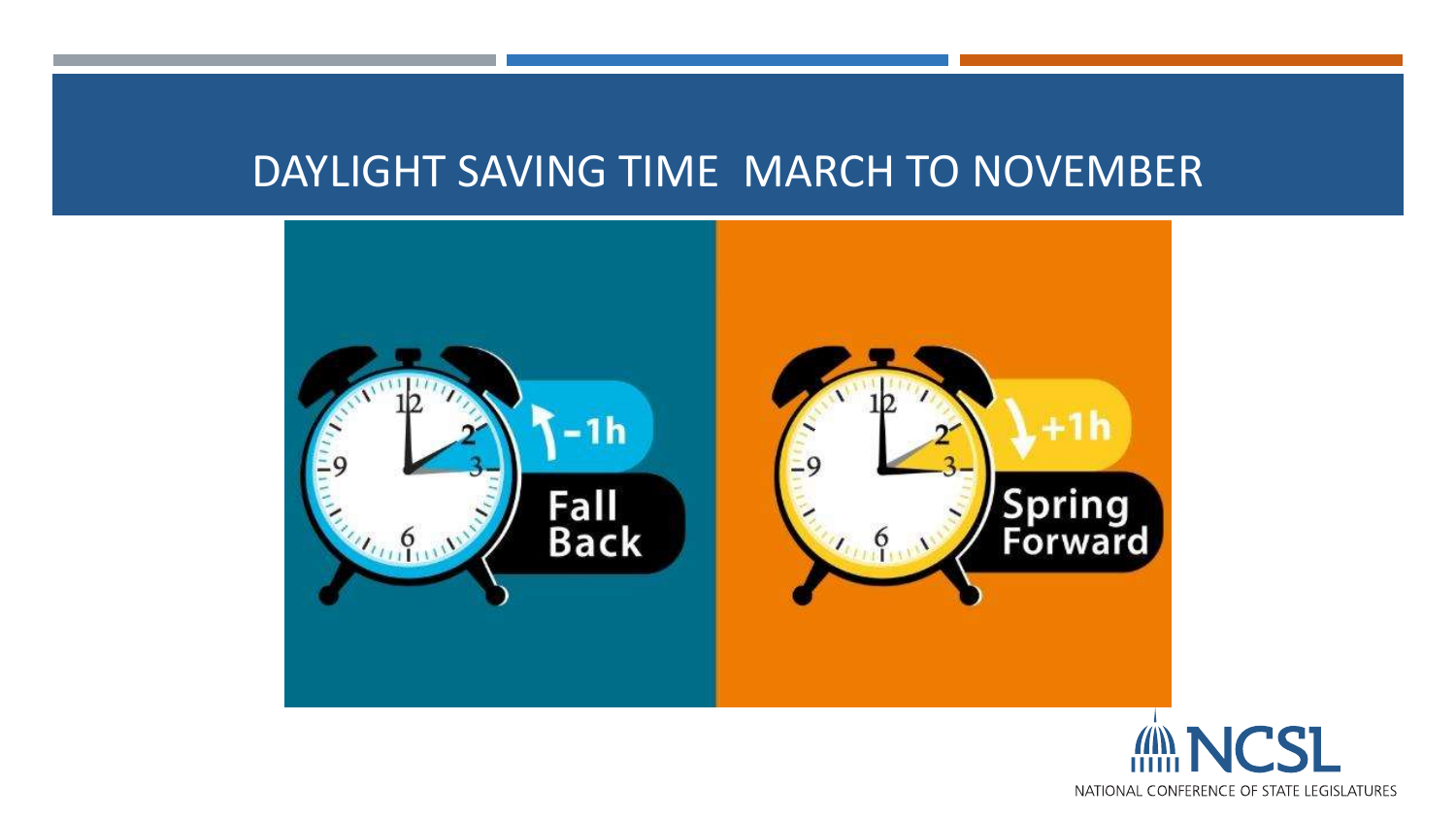# DAYLIGHT SAVING TIME MARCH TO NOVEMBER

-1h Fall Back

+1h Spring Forward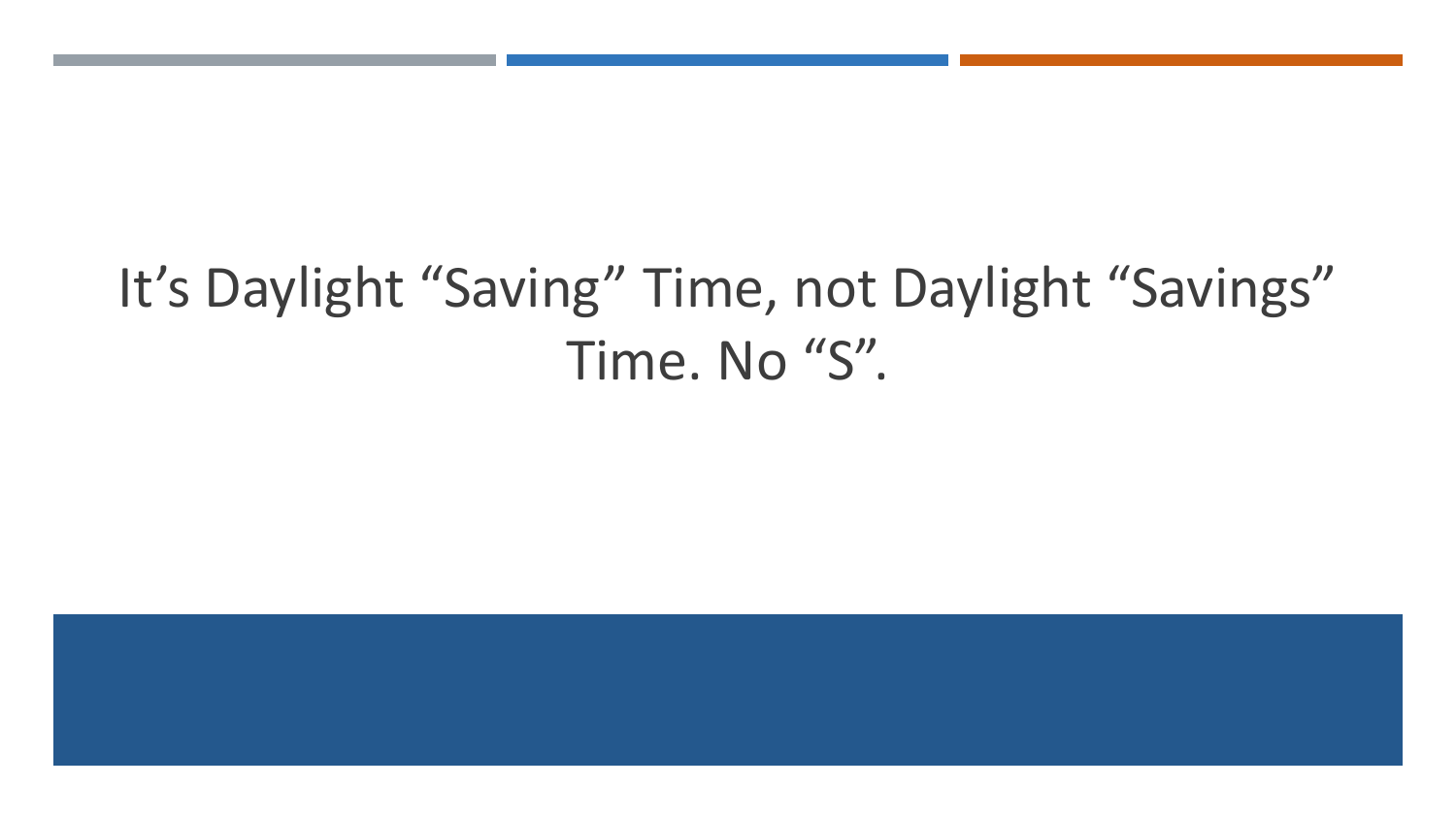It’s Daylight “Saving” Time, not Daylight “Savings” Time. No “S”.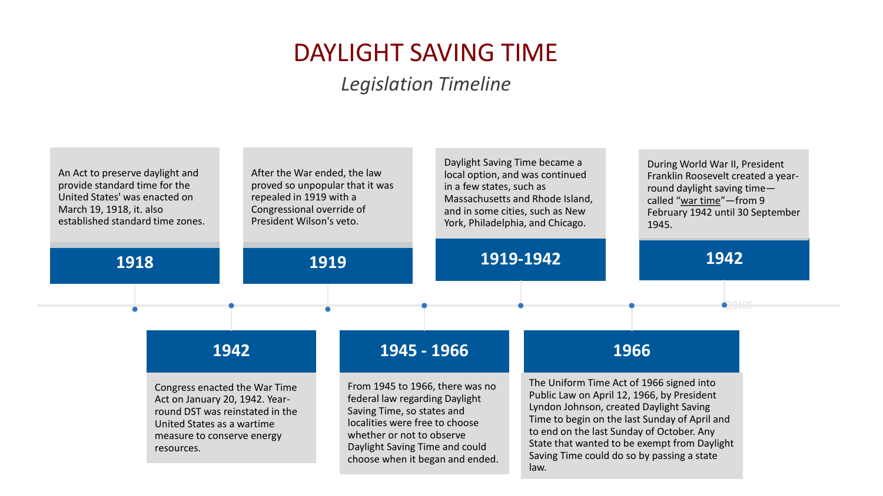# DAYLIGHT SAVING TIME

*Legislation Timeline*

## 1918

An Act to preserve daylight and provide standard time for the United States' was enacted on March 19, 1918, it. also established standard time zones.

## 1942

Congress enacted the War Time Act on January 20, 1942. Year-round DST was reinstated in the United States as a wartime measure to conserve energy resources.

## 1919

After the War ended, the law proved so unpopular that it was repealed in 1919 with a Congressional override of President Wilson's veto.

## 1945 - 1966

From 1945 to 1966, there was no federal law regarding Daylight Saving Time, so states and localities were free to choose whether or not to observe Daylight Saving Time and could choose when it began and ended.

## 1919-1942

Daylight Saving Time became a local option, and was continued in a few states, such as Massachusetts and Rhode Island, and in some cities, such as New York, Philadelphia, and Chicago.

## 1966

The Uniform Time Act of 1966 signed into Public Law on April 12, 1966, by President Lyndon Johnson, created Daylight Saving Time to begin on the last Sunday of April and to end on the last Sunday of October. Any State that wanted to be exempt from Daylight Saving Time could do so by passing a state law.

## 1942

During World War II, President Franklin Roosevelt created a year-round daylight saving time—called "war time"—from 9 February 1942 until 30 September 1945.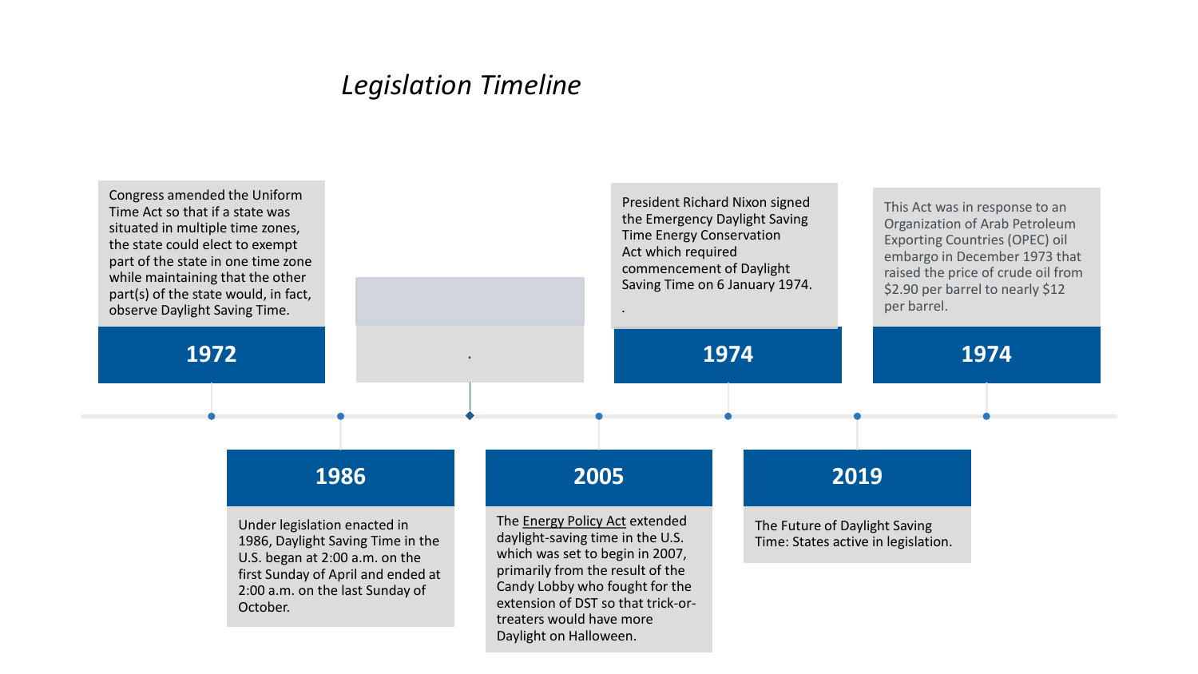# *Legislation Timeline*

## 1972

Congress amended the Uniform Time Act so that if a state was situated in multiple time zones, the state could elect to exempt part of the state in one time zone while maintaining that the other part(s) of the state would, in fact, observe Daylight Saving Time.

## 1986

Under legislation enacted in 1986, Daylight Saving Time in the U.S. began at 2:00 a.m. on the first Sunday of April and ended at 2:00 a.m. on the last Sunday of October.

## 2005

The Energy Policy Act extended daylight-saving time in the U.S. which was set to begin in 2007, primarily from the result of the Candy Lobby who fought for the extension of DST so that trick-or-treaters would have more Daylight on Halloween.

## 1974

President Richard Nixon signed the Emergency Daylight Saving Time Energy Conservation Act which required commencement of Daylight Saving Time on 6 January 1974.

## 2019

The Future of Daylight Saving Time: States active in legislation.

## 1974

This Act was in response to an Organization of Arab Petroleum Exporting Countries (OPEC) oil embargo in December 1973 that raised the price of crude oil from $2.90 per barrel to nearly $12 per barrel.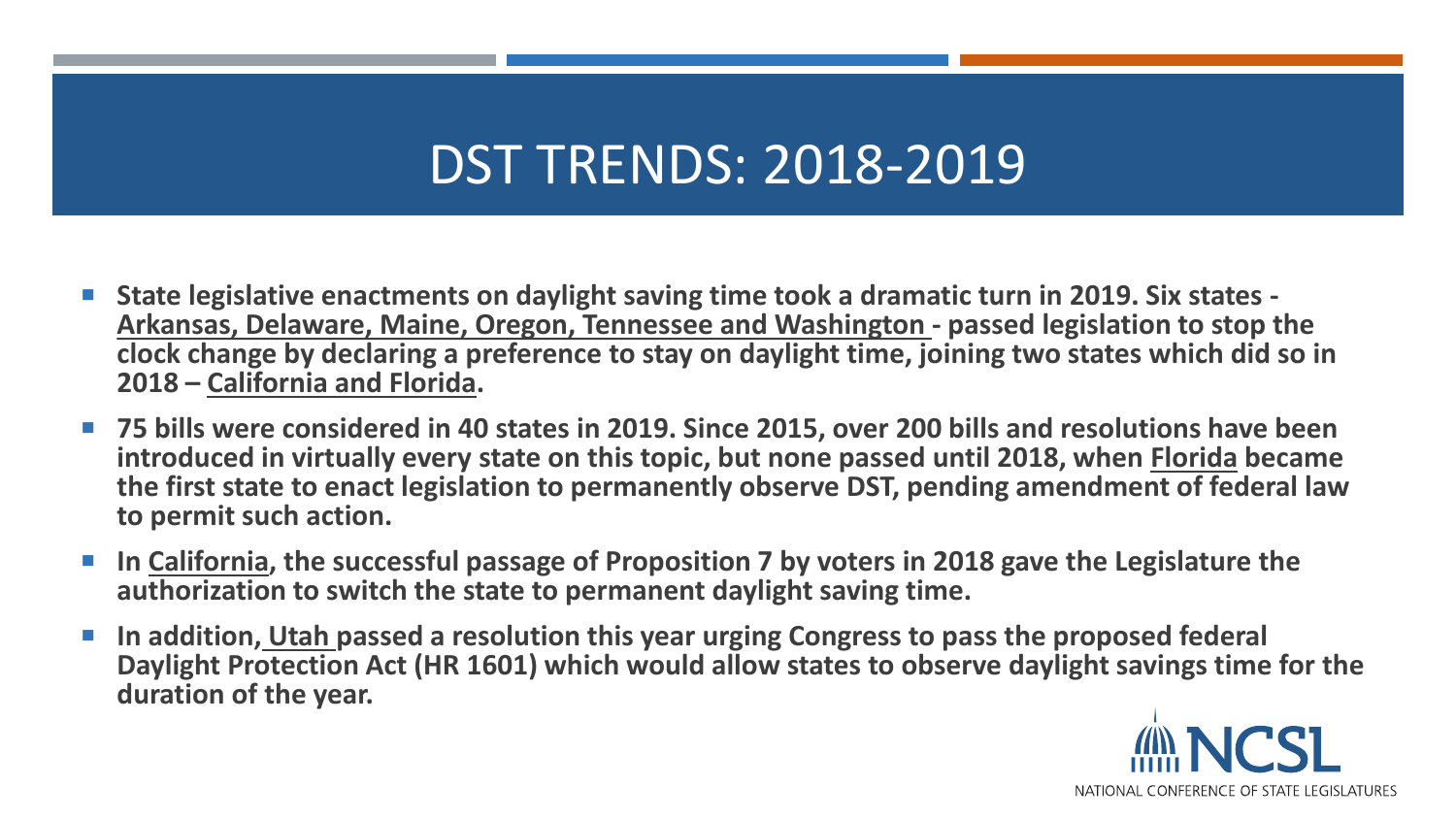# DST TRENDS: 2018-2019

- **State legislative enactments on daylight saving time took a dramatic turn in 2019. Six states - Arkansas, Delaware, Maine, Oregon, Tennessee and Washington - passed legislation to stop the clock change by declaring a preference to stay on daylight time, joining two states which did so in 2018 – California and Florida.**
- **75 bills were considered in 40 states in 2019. Since 2015, over 200 bills and resolutions have been introduced in virtually every state on this topic, but none passed until 2018, when Florida became the first state to enact legislation to permanently observe DST, pending amendment of federal law to permit such action.**
- **In California, the successful passage of Proposition 7 by voters in 2018 gave the Legislature the authorization to switch the state to permanent daylight saving time.**
- **In addition, Utah passed a resolution this year urging Congress to pass the proposed federal Daylight Protection Act (HR 1601) which would allow states to observe daylight savings time for the duration of the year.**

NCSL
NATIONAL CONFERENCE OF STATE LEGISLATURES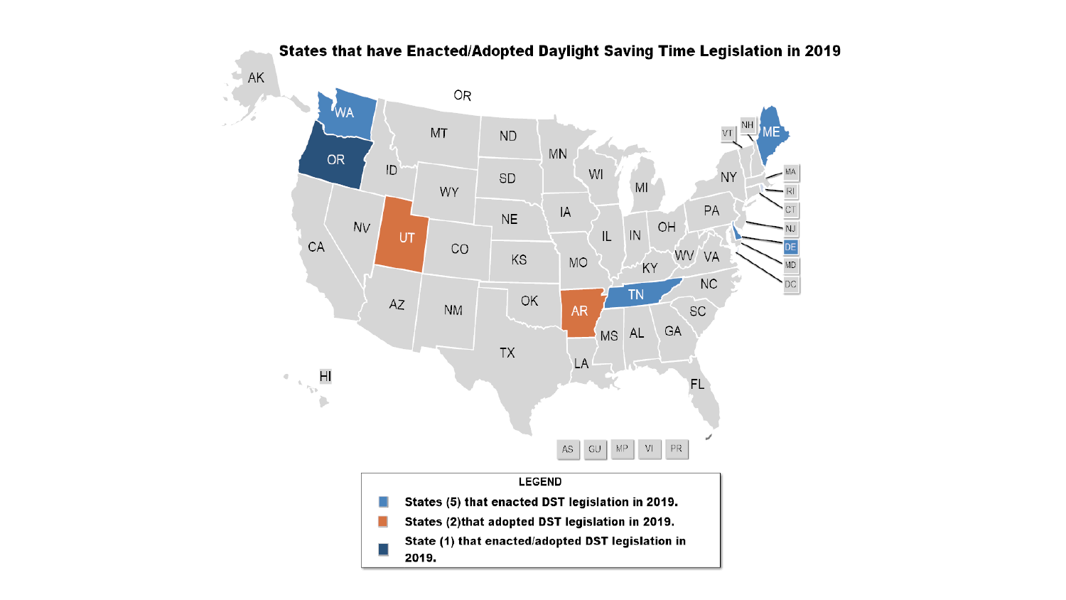## States that have Enacted/Adopted Daylight Saving Time Legislation in 2019

**LEGEND**

- States (5) that enacted DST legislation in 2019.
- States (2)that adopted DST legislation in 2019.
- State (1) that enacted/adopted DST legislation in 2019.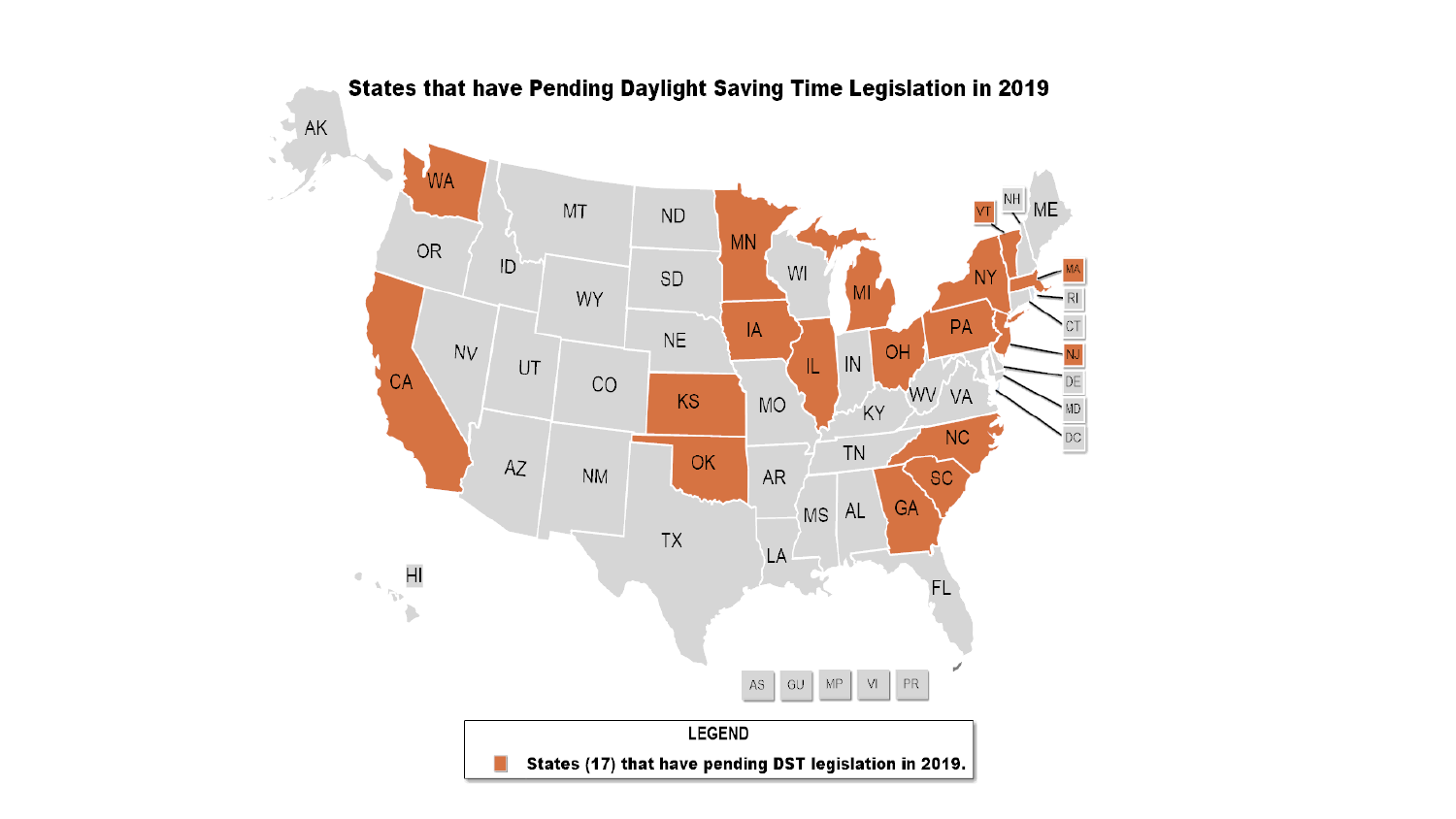## States that have Pending Daylight Saving Time Legislation in 2019

**LEGEND**

**States (17) that have pending DST legislation in 2019.**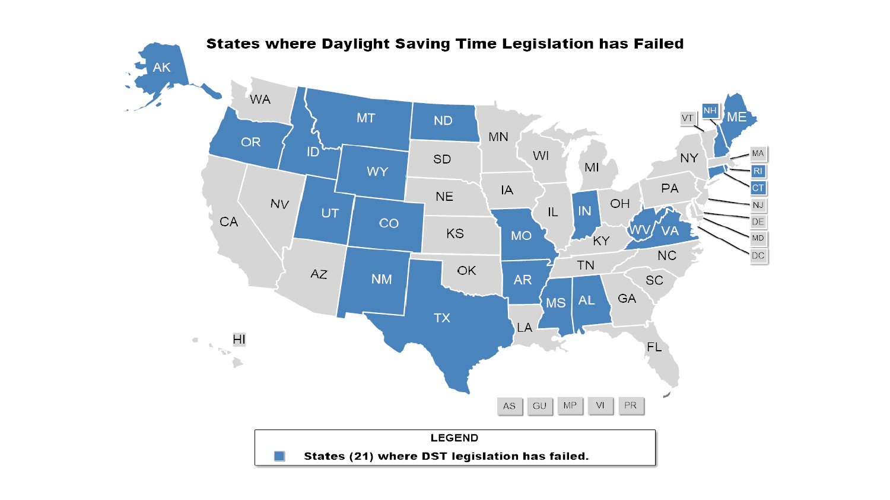# States where Daylight Saving Time Legislation has Failed

**LEGEND**

**States (21) where DST legislation has failed.**

AK, OR, ID, MT, ND, WY, UT, CO, NM, TX, MO, AR, MS, AL, IN, WV, VA, NH, ME, RI, CT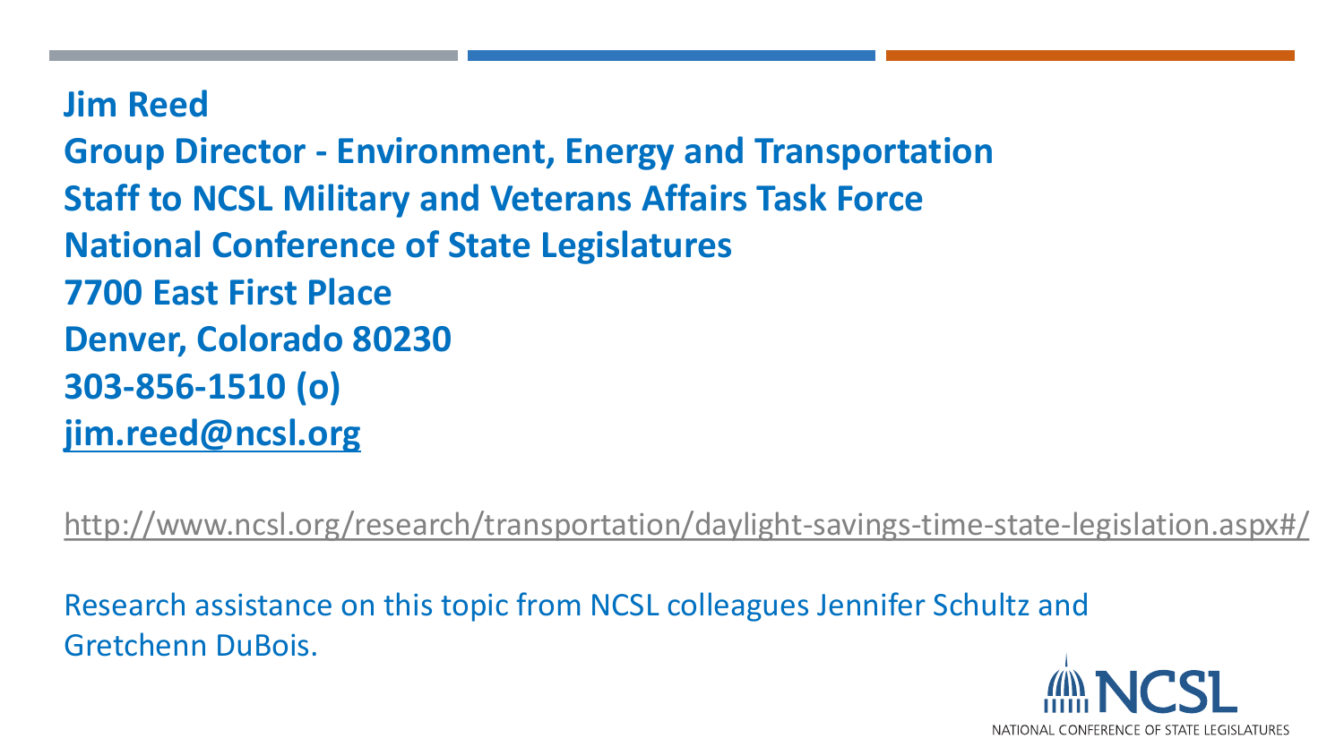**Jim Reed**
**Group Director - Environment, Energy and Transportation**
**Staff to NCSL Military and Veterans Affairs Task Force**
**National Conference of State Legislatures**
**7700 East First Place**
**Denver, Colorado 80230**
**303-856-1510 (o)**
**jim.reed@ncsl.org**

http://www.ncsl.org/research/transportation/daylight-savings-time-state-legislation.aspx#/

Research assistance on this topic from NCSL colleagues Jennifer Schultz and Gretchenn DuBois.

NCSL
NATIONAL CONFERENCE OF STATE LEGISLATURES